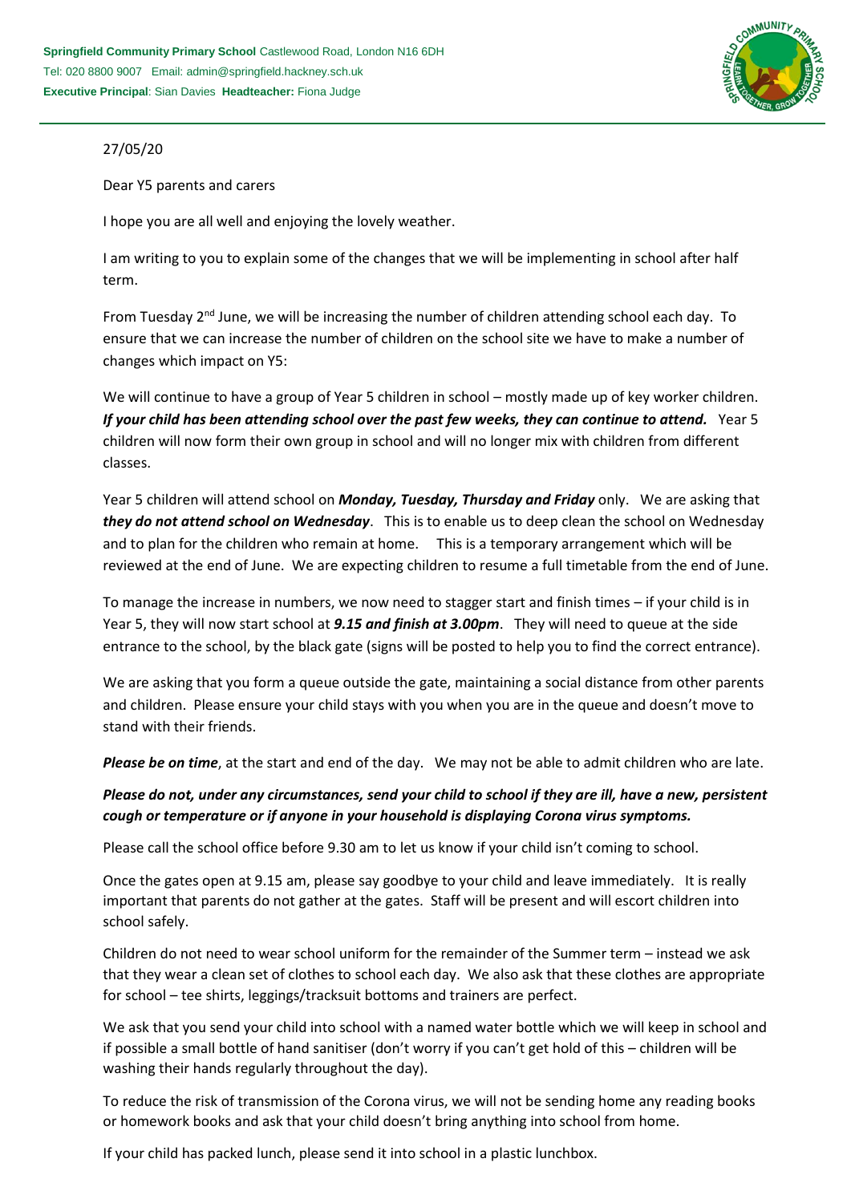**Springfield Community Primary School** Castlewood Road, London N16 6DH
Tel: 020 8800 9007 Email: admin@springfield.hackney.sch.uk
**Executive Principal**: Sian Davies **Headteacher:** Fiona Judge

27/05/20

Dear Y5 parents and carers

I hope you are all well and enjoying the lovely weather.

I am writing to you to explain some of the changes that we will be implementing in school after half term.

From Tuesday 2nd June, we will be increasing the number of children attending school each day. To ensure that we can increase the number of children on the school site we have to make a number of changes which impact on Y5:

We will continue to have a group of Year 5 children in school – mostly made up of key worker children. ***If your child has been attending school over the past few weeks, they can continue to attend.*** Year 5 children will now form their own group in school and will no longer mix with children from different classes.

Year 5 children will attend school on ***Monday, Tuesday, Thursday and Friday*** only. We are asking that ***they do not attend school on Wednesday***. This is to enable us to deep clean the school on Wednesday and to plan for the children who remain at home. This is a temporary arrangement which will be reviewed at the end of June. We are expecting children to resume a full timetable from the end of June.

To manage the increase in numbers, we now need to stagger start and finish times – if your child is in Year 5, they will now start school at ***9.15 and finish at 3.00pm***. They will need to queue at the side entrance to the school, by the black gate (signs will be posted to help you to find the correct entrance).

We are asking that you form a queue outside the gate, maintaining a social distance from other parents and children. Please ensure your child stays with you when you are in the queue and doesn't move to stand with their friends.

***Please be on time***, at the start and end of the day. We may not be able to admit children who are late.

***Please do not, under any circumstances, send your child to school if they are ill, have a new, persistent cough or temperature or if anyone in your household is displaying Corona virus symptoms.***

Please call the school office before 9.30 am to let us know if your child isn't coming to school.

Once the gates open at 9.15 am, please say goodbye to your child and leave immediately. It is really important that parents do not gather at the gates. Staff will be present and will escort children into school safely.

Children do not need to wear school uniform for the remainder of the Summer term – instead we ask that they wear a clean set of clothes to school each day. We also ask that these clothes are appropriate for school – tee shirts, leggings/tracksuit bottoms and trainers are perfect.

We ask that you send your child into school with a named water bottle which we will keep in school and if possible a small bottle of hand sanitiser (don't worry if you can't get hold of this – children will be washing their hands regularly throughout the day).

To reduce the risk of transmission of the Corona virus, we will not be sending home any reading books or homework books and ask that your child doesn't bring anything into school from home.

If your child has packed lunch, please send it into school in a plastic lunchbox.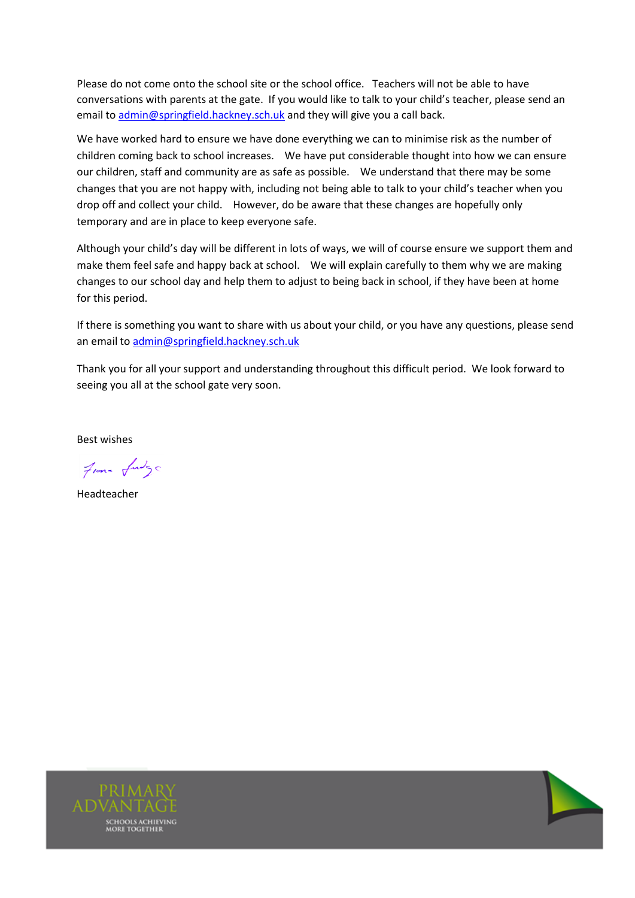Please do not come onto the school site or the school office. Teachers will not be able to have conversations with parents at the gate. If you would like to talk to your child's teacher, please send an email to admin@springfield.hackney.sch.uk and they will give you a call back.

We have worked hard to ensure we have done everything we can to minimise risk as the number of children coming back to school increases. We have put considerable thought into how we can ensure our children, staff and community are as safe as possible. We understand that there may be some changes that you are not happy with, including not being able to talk to your child's teacher when you drop off and collect your child. However, do be aware that these changes are hopefully only temporary and are in place to keep everyone safe.

Although your child's day will be different in lots of ways, we will of course ensure we support them and make them feel safe and happy back at school. We will explain carefully to them why we are making changes to our school day and help them to adjust to being back in school, if they have been at home for this period.

If there is something you want to share with us about your child, or you have any questions, please send an email to admin@springfield.hackney.sch.uk

Thank you for all your support and understanding throughout this difficult period. We look forward to seeing you all at the school gate very soon.

Best wishes

Headteacher

PRIMARY ADVANTAGE

SCHOOLS ACHIEVING MORE TOGETHER